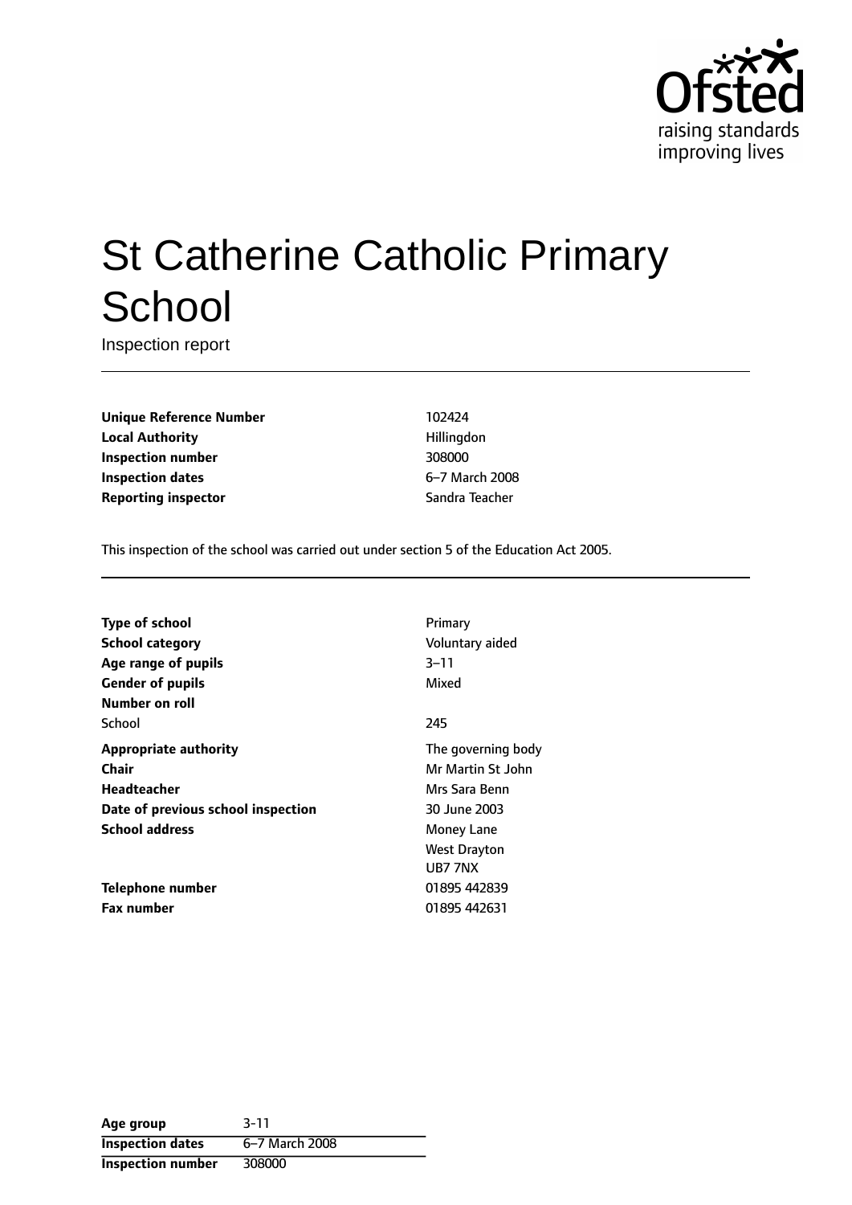Ofsted raising standards improving lives

# St Catherine Catholic Primary School

Inspection report

| | |
|---|---|
| **Unique Reference Number** | 102424 |
| **Local Authority** | Hillingdon |
| **Inspection number** | 308000 |
| **Inspection dates** | 6–7 March 2008 |
| **Reporting inspector** | Sandra Teacher |

This inspection of the school was carried out under section 5 of the Education Act 2005.

| | |
|---|---|
| **Type of school** | Primary |
| **School category** | Voluntary aided |
| **Age range of pupils** | 3–11 |
| **Gender of pupils** | Mixed |
| **Number on roll** | |
| School | 245 |
| **Appropriate authority** | The governing body |
| **Chair** | Mr Martin St John |
| **Headteacher** | Mrs Sara Benn |
| **Date of previous school inspection** | 30 June 2003 |
| **School address** | Money Lane<br>West Drayton<br>UB7 7NX |
| **Telephone number** | 01895 442839 |
| **Fax number** | 01895 442631 |

| | |
|---|---|
| **Age group** | 3-11 |
| **Inspection dates** | 6–7 March 2008 |
| **Inspection number** | 308000 |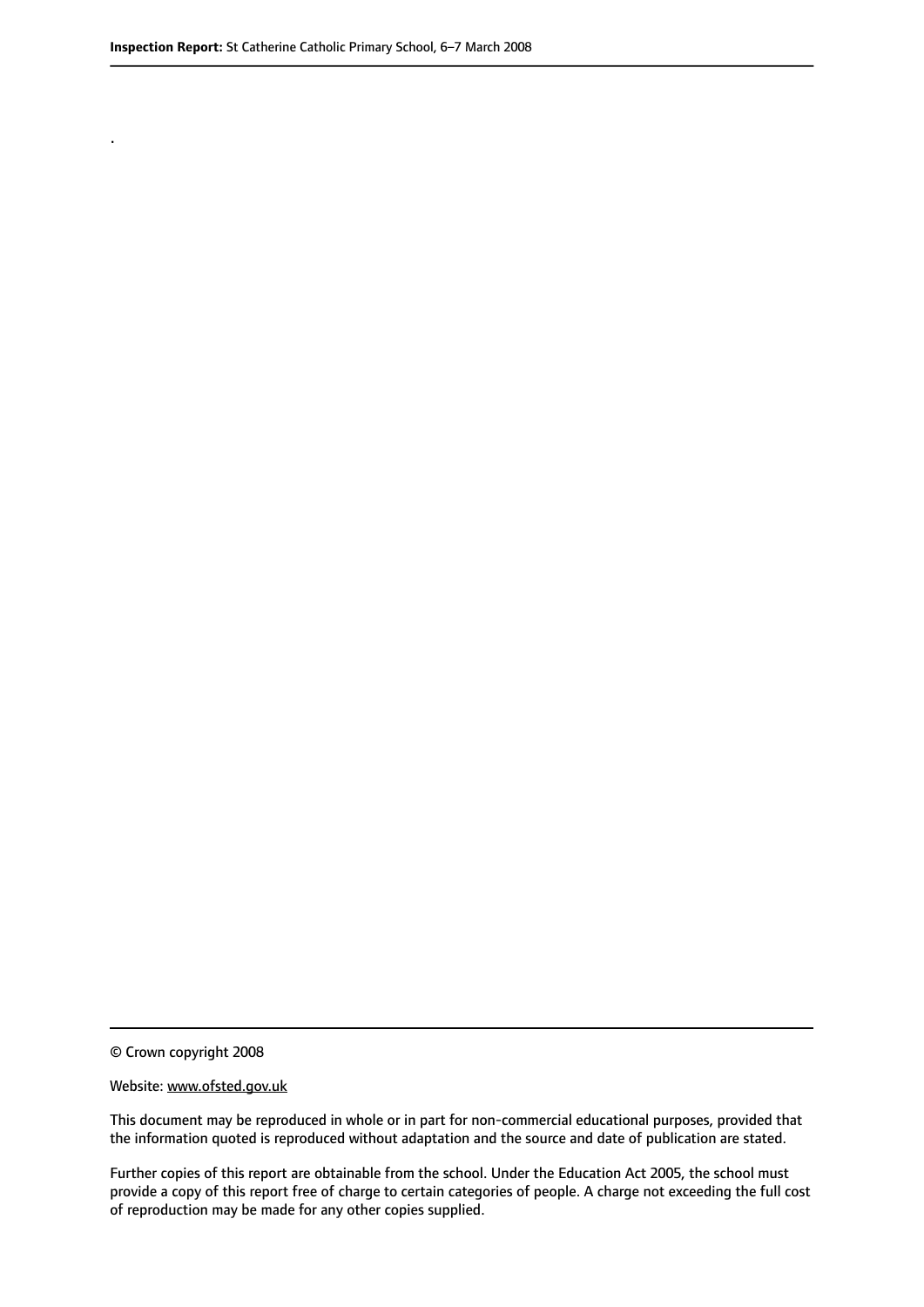.

© Crown copyright 2008

Website: www.ofsted.gov.uk

This document may be reproduced in whole or in part for non-commercial educational purposes, provided that the information quoted is reproduced without adaptation and the source and date of publication are stated.

Further copies of this report are obtainable from the school. Under the Education Act 2005, the school must provide a copy of this report free of charge to certain categories of people. A charge not exceeding the full cost of reproduction may be made for any other copies supplied.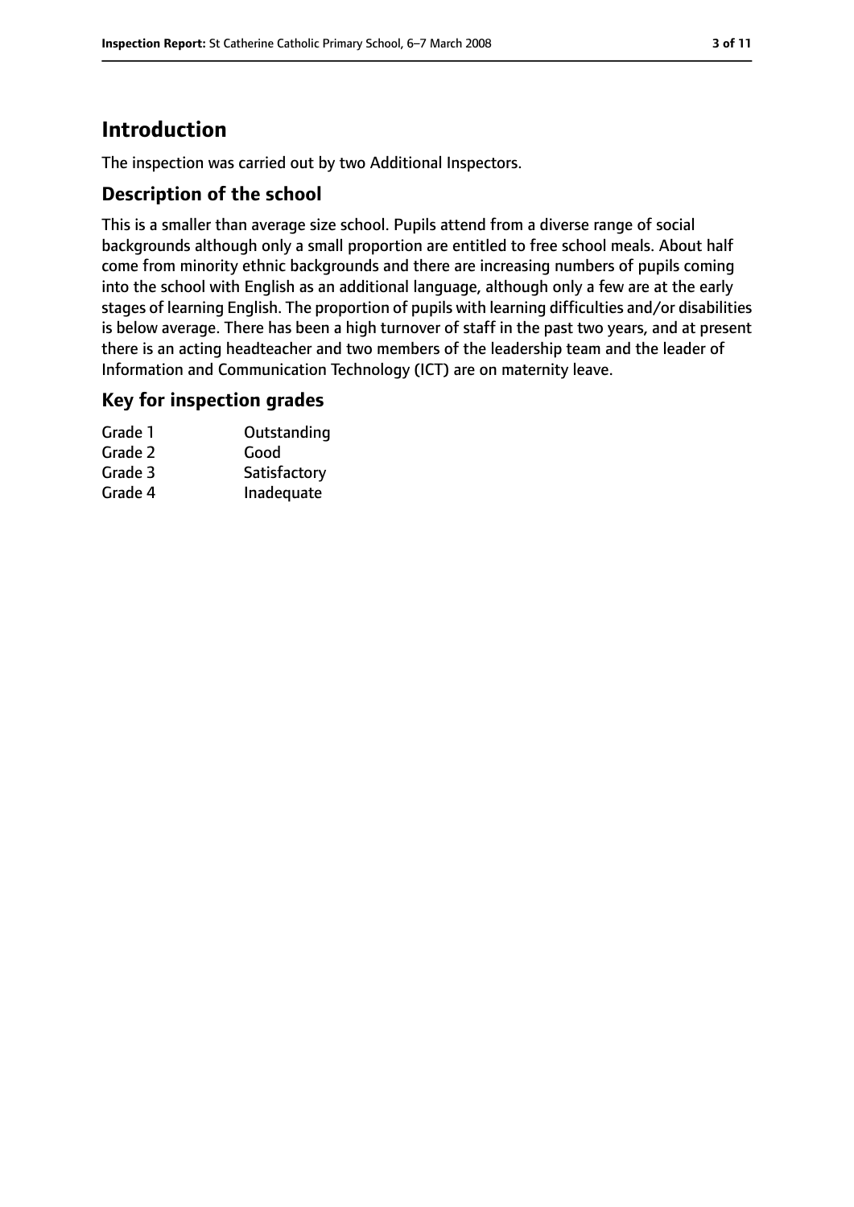# Introduction

The inspection was carried out by two Additional Inspectors.

## Description of the school

This is a smaller than average size school. Pupils attend from a diverse range of social backgrounds although only a small proportion are entitled to free school meals. About half come from minority ethnic backgrounds and there are increasing numbers of pupils coming into the school with English as an additional language, although only a few are at the early stages of learning English. The proportion of pupils with learning difficulties and/or disabilities is below average. There has been a high turnover of staff in the past two years, and at present there is an acting headteacher and two members of the leadership team and the leader of Information and Communication Technology (ICT) are on maternity leave.

## Key for inspection grades

| | |
|---|---|
| Grade 1 | Outstanding |
| Grade 2 | Good |
| Grade 3 | Satisfactory |
| Grade 4 | Inadequate |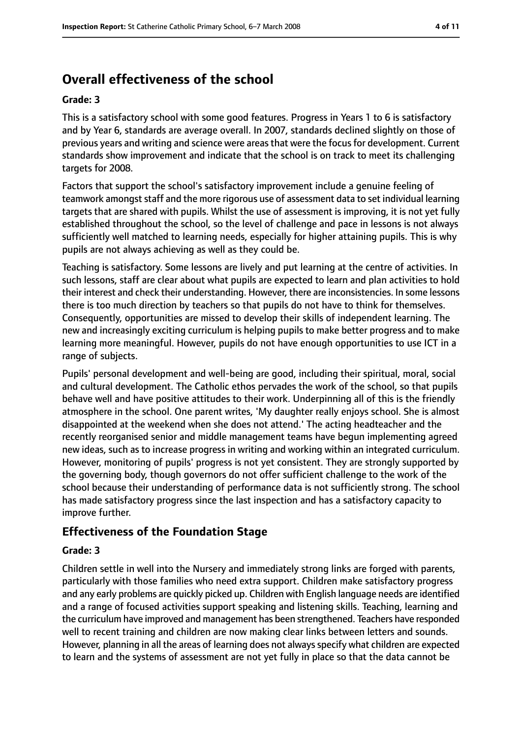## Overall effectiveness of the school

**Grade: 3**

This is a satisfactory school with some good features. Progress in Years 1 to 6 is satisfactory and by Year 6, standards are average overall. In 2007, standards declined slightly on those of previous years and writing and science were areas that were the focus for development. Current standards show improvement and indicate that the school is on track to meet its challenging targets for 2008.

Factors that support the school's satisfactory improvement include a genuine feeling of teamwork amongst staff and the more rigorous use of assessment data to set individual learning targets that are shared with pupils. Whilst the use of assessment is improving, it is not yet fully established throughout the school, so the level of challenge and pace in lessons is not always sufficiently well matched to learning needs, especially for higher attaining pupils. This is why pupils are not always achieving as well as they could be.

Teaching is satisfactory. Some lessons are lively and put learning at the centre of activities. In such lessons, staff are clear about what pupils are expected to learn and plan activities to hold their interest and check their understanding. However, there are inconsistencies. In some lessons there is too much direction by teachers so that pupils do not have to think for themselves. Consequently, opportunities are missed to develop their skills of independent learning. The new and increasingly exciting curriculum is helping pupils to make better progress and to make learning more meaningful. However, pupils do not have enough opportunities to use ICT in a range of subjects.

Pupils' personal development and well-being are good, including their spiritual, moral, social and cultural development. The Catholic ethos pervades the work of the school, so that pupils behave well and have positive attitudes to their work. Underpinning all of this is the friendly atmosphere in the school. One parent writes, 'My daughter really enjoys school. She is almost disappointed at the weekend when she does not attend.' The acting headteacher and the recently reorganised senior and middle management teams have begun implementing agreed new ideas, such as to increase progress in writing and working within an integrated curriculum. However, monitoring of pupils' progress is not yet consistent. They are strongly supported by the governing body, though governors do not offer sufficient challenge to the work of the school because their understanding of performance data is not sufficiently strong. The school has made satisfactory progress since the last inspection and has a satisfactory capacity to improve further.

### Effectiveness of the Foundation Stage

**Grade: 3**

Children settle in well into the Nursery and immediately strong links are forged with parents, particularly with those families who need extra support. Children make satisfactory progress and any early problems are quickly picked up. Children with English language needs are identified and a range of focused activities support speaking and listening skills. Teaching, learning and the curriculum have improved and management has been strengthened. Teachers have responded well to recent training and children are now making clear links between letters and sounds. However, planning in all the areas of learning does not always specify what children are expected to learn and the systems of assessment are not yet fully in place so that the data cannot be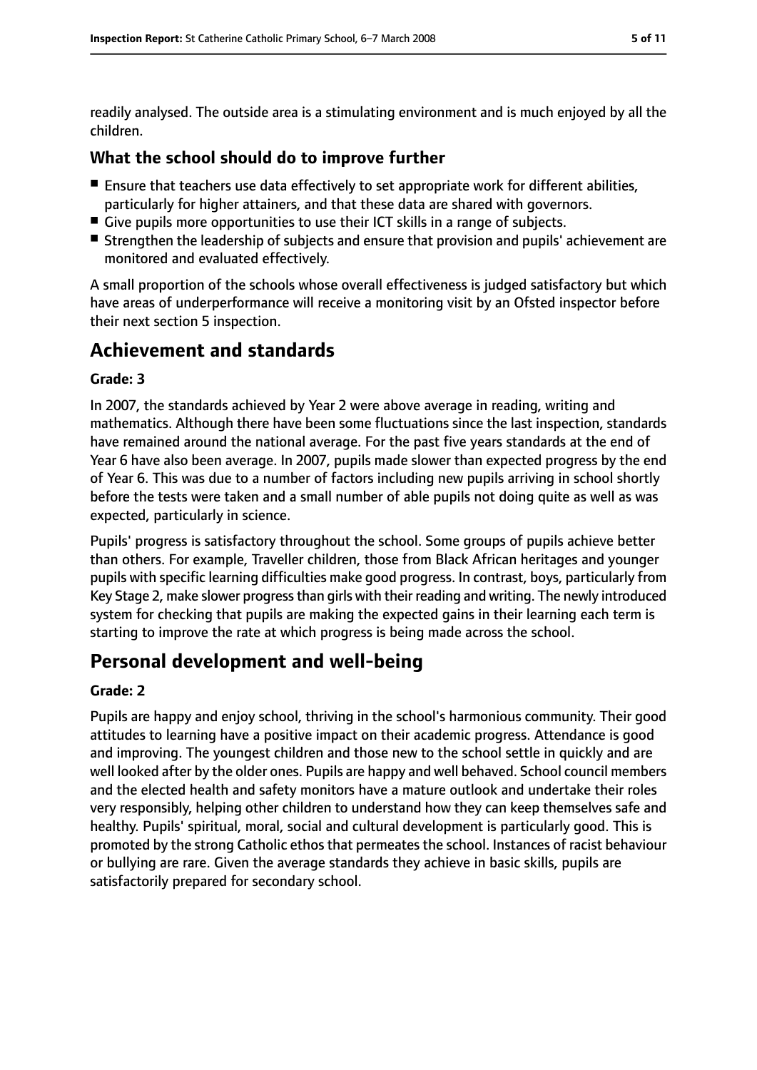readily analysed. The outside area is a stimulating environment and is much enjoyed by all the children.

### What the school should do to improve further

- Ensure that teachers use data effectively to set appropriate work for different abilities, particularly for higher attainers, and that these data are shared with governors.
- Give pupils more opportunities to use their ICT skills in a range of subjects.
- Strengthen the leadership of subjects and ensure that provision and pupils' achievement are monitored and evaluated effectively.

A small proportion of the schools whose overall effectiveness is judged satisfactory but which have areas of underperformance will receive a monitoring visit by an Ofsted inspector before their next section 5 inspection.

## Achievement and standards

**Grade: 3**

In 2007, the standards achieved by Year 2 were above average in reading, writing and mathematics. Although there have been some fluctuations since the last inspection, standards have remained around the national average. For the past five years standards at the end of Year 6 have also been average. In 2007, pupils made slower than expected progress by the end of Year 6. This was due to a number of factors including new pupils arriving in school shortly before the tests were taken and a small number of able pupils not doing quite as well as was expected, particularly in science.

Pupils' progress is satisfactory throughout the school. Some groups of pupils achieve better than others. For example, Traveller children, those from Black African heritages and younger pupils with specific learning difficulties make good progress. In contrast, boys, particularly from Key Stage 2, make slower progress than girls with their reading and writing. The newly introduced system for checking that pupils are making the expected gains in their learning each term is starting to improve the rate at which progress is being made across the school.

## Personal development and well-being

**Grade: 2**

Pupils are happy and enjoy school, thriving in the school's harmonious community. Their good attitudes to learning have a positive impact on their academic progress. Attendance is good and improving. The youngest children and those new to the school settle in quickly and are well looked after by the older ones. Pupils are happy and well behaved. School council members and the elected health and safety monitors have a mature outlook and undertake their roles very responsibly, helping other children to understand how they can keep themselves safe and healthy. Pupils' spiritual, moral, social and cultural development is particularly good. This is promoted by the strong Catholic ethos that permeates the school. Instances of racist behaviour or bullying are rare. Given the average standards they achieve in basic skills, pupils are satisfactorily prepared for secondary school.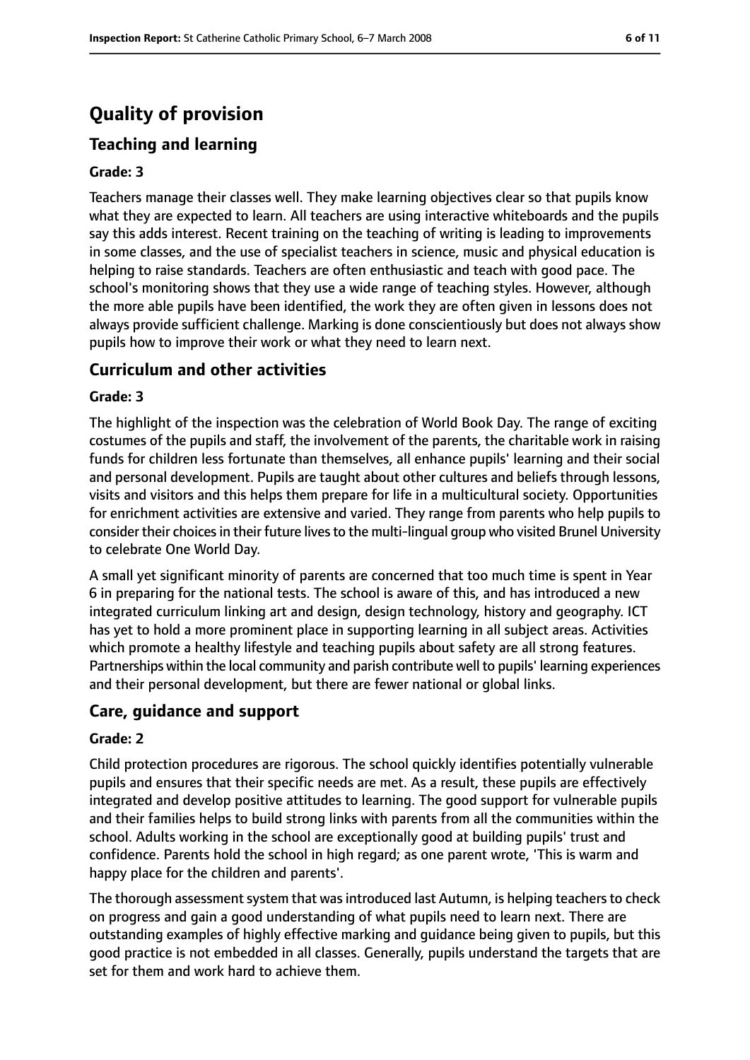# Quality of provision

## Teaching and learning

### Grade: 3

Teachers manage their classes well. They make learning objectives clear so that pupils know what they are expected to learn. All teachers are using interactive whiteboards and the pupils say this adds interest. Recent training on the teaching of writing is leading to improvements in some classes, and the use of specialist teachers in science, music and physical education is helping to raise standards. Teachers are often enthusiastic and teach with good pace. The school's monitoring shows that they use a wide range of teaching styles. However, although the more able pupils have been identified, the work they are often given in lessons does not always provide sufficient challenge. Marking is done conscientiously but does not always show pupils how to improve their work or what they need to learn next.

## Curriculum and other activities

### Grade: 3

The highlight of the inspection was the celebration of World Book Day. The range of exciting costumes of the pupils and staff, the involvement of the parents, the charitable work in raising funds for children less fortunate than themselves, all enhance pupils' learning and their social and personal development. Pupils are taught about other cultures and beliefs through lessons, visits and visitors and this helps them prepare for life in a multicultural society. Opportunities for enrichment activities are extensive and varied. They range from parents who help pupils to consider their choices in their future lives to the multi-lingual group who visited Brunel University to celebrate One World Day.

A small yet significant minority of parents are concerned that too much time is spent in Year 6 in preparing for the national tests. The school is aware of this, and has introduced a new integrated curriculum linking art and design, design technology, history and geography. ICT has yet to hold a more prominent place in supporting learning in all subject areas. Activities which promote a healthy lifestyle and teaching pupils about safety are all strong features. Partnerships within the local community and parish contribute well to pupils' learning experiences and their personal development, but there are fewer national or global links.

## Care, guidance and support

### Grade: 2

Child protection procedures are rigorous. The school quickly identifies potentially vulnerable pupils and ensures that their specific needs are met. As a result, these pupils are effectively integrated and develop positive attitudes to learning. The good support for vulnerable pupils and their families helps to build strong links with parents from all the communities within the school. Adults working in the school are exceptionally good at building pupils' trust and confidence. Parents hold the school in high regard; as one parent wrote, 'This is warm and happy place for the children and parents'.

The thorough assessment system that was introduced last Autumn, is helping teachers to check on progress and gain a good understanding of what pupils need to learn next. There are outstanding examples of highly effective marking and guidance being given to pupils, but this good practice is not embedded in all classes. Generally, pupils understand the targets that are set for them and work hard to achieve them.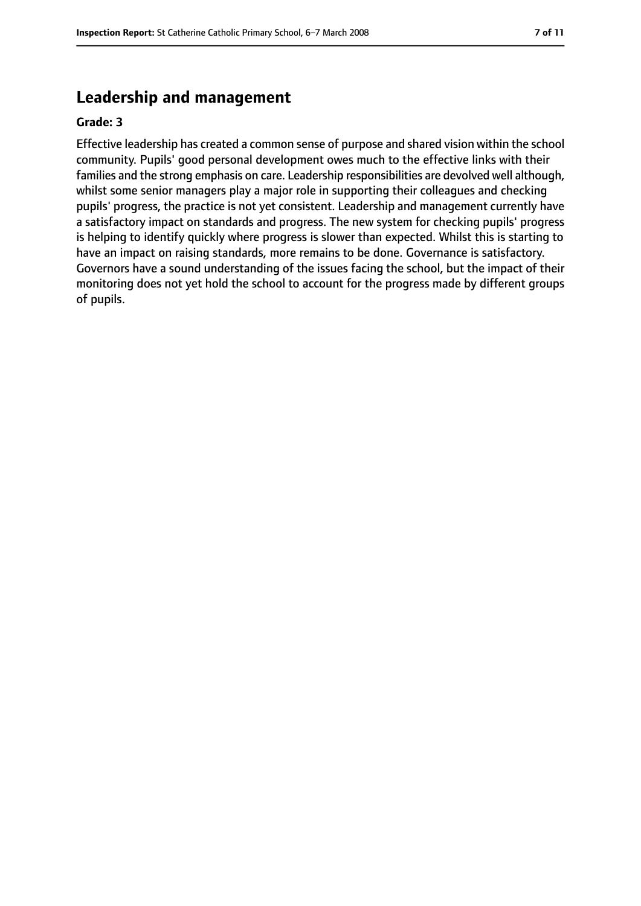## Leadership and management

**Grade: 3**

Effective leadership has created a common sense of purpose and shared vision within the school community. Pupils' good personal development owes much to the effective links with their families and the strong emphasis on care. Leadership responsibilities are devolved well although, whilst some senior managers play a major role in supporting their colleagues and checking pupils' progress, the practice is not yet consistent. Leadership and management currently have a satisfactory impact on standards and progress. The new system for checking pupils' progress is helping to identify quickly where progress is slower than expected. Whilst this is starting to have an impact on raising standards, more remains to be done. Governance is satisfactory. Governors have a sound understanding of the issues facing the school, but the impact of their monitoring does not yet hold the school to account for the progress made by different groups of pupils.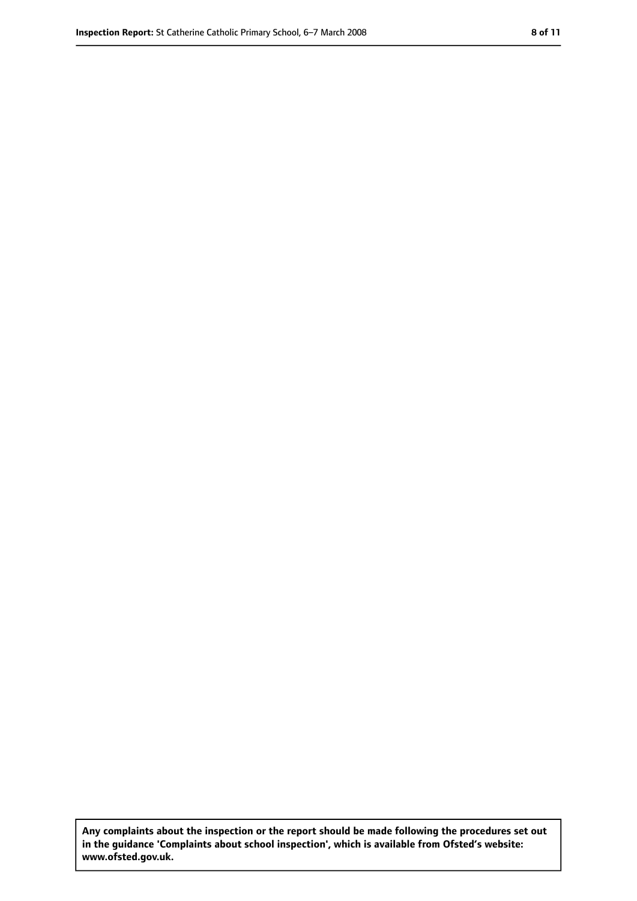**Any complaints about the inspection or the report should be made following the procedures set out in the guidance 'Complaints about school inspection', which is available from Ofsted's website: www.ofsted.gov.uk.**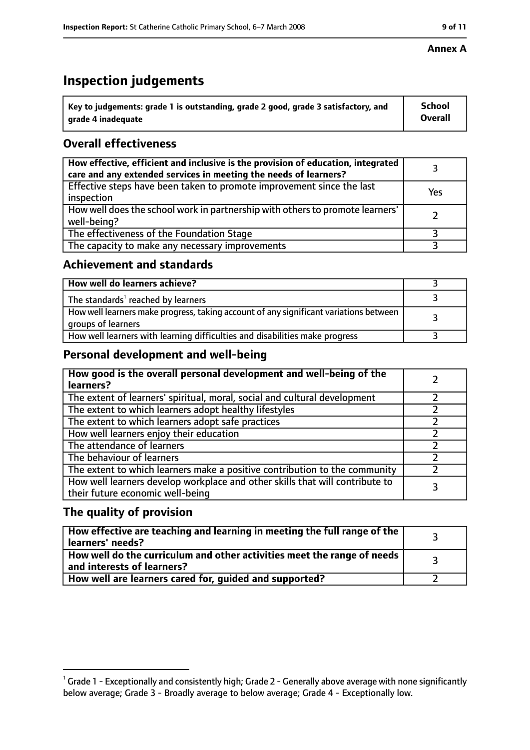**Annex A**

# Inspection judgements

| Key to judgements: grade 1 is outstanding, grade 2 good, grade 3 satisfactory, and grade 4 inadequate | School Overall |
|---|---|

## Overall effectiveness

| | |
|---|---|
| How effective, efficient and inclusive is the provision of education, integrated care and any extended services in meeting the needs of learners? | 3 |
| Effective steps have been taken to promote improvement since the last inspection | Yes |
| How well does the school work in partnership with others to promote learners' well-being? | 2 |
| The effectiveness of the Foundation Stage | 3 |
| The capacity to make any necessary improvements | 3 |

## Achievement and standards

| | |
|---|---|
| **How well do learners achieve?** | 3 |
| The standards[1] reached by learners | 3 |
| How well learners make progress, taking account of any significant variations between groups of learners | 3 |
| How well learners with learning difficulties and disabilities make progress | 3 |

## Personal development and well-being

| | |
|---|---|
| **How good is the overall personal development and well-being of the learners?** | 2 |
| The extent of learners' spiritual, moral, social and cultural development | 2 |
| The extent to which learners adopt healthy lifestyles | 2 |
| The extent to which learners adopt safe practices | 2 |
| How well learners enjoy their education | 2 |
| The attendance of learners | 2 |
| The behaviour of learners | 2 |
| The extent to which learners make a positive contribution to the community | 2 |
| How well learners develop workplace and other skills that will contribute to their future economic well-being | 3 |

## The quality of provision

| | |
|---|---|
| **How effective are teaching and learning in meeting the full range of the learners' needs?** | 3 |
| **How well do the curriculum and other activities meet the range of needs and interests of learners?** | 3 |
| **How well are learners cared for, guided and supported?** | 2 |

[1] Grade 1 - Exceptionally and consistently high; Grade 2 - Generally above average with none significantly below average; Grade 3 - Broadly average to below average; Grade 4 - Exceptionally low.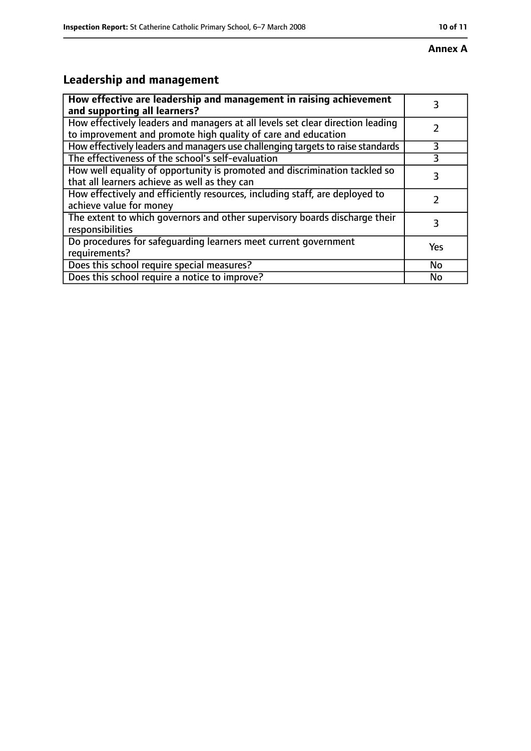**Annex A**

## Leadership and management

| How effective are leadership and management in raising achievement and supporting all learners? | 3 |
|---|---|
| How effectively leaders and managers at all levels set clear direction leading to improvement and promote high quality of care and education | 2 |
| How effectively leaders and managers use challenging targets to raise standards | 3 |
| The effectiveness of the school's self-evaluation | 3 |
| How well equality of opportunity is promoted and discrimination tackled so that all learners achieve as well as they can | 3 |
| How effectively and efficiently resources, including staff, are deployed to achieve value for money | 2 |
| The extent to which governors and other supervisory boards discharge their responsibilities | 3 |
| Do procedures for safeguarding learners meet current government requirements? | Yes |
| Does this school require special measures? | No |
| Does this school require a notice to improve? | No |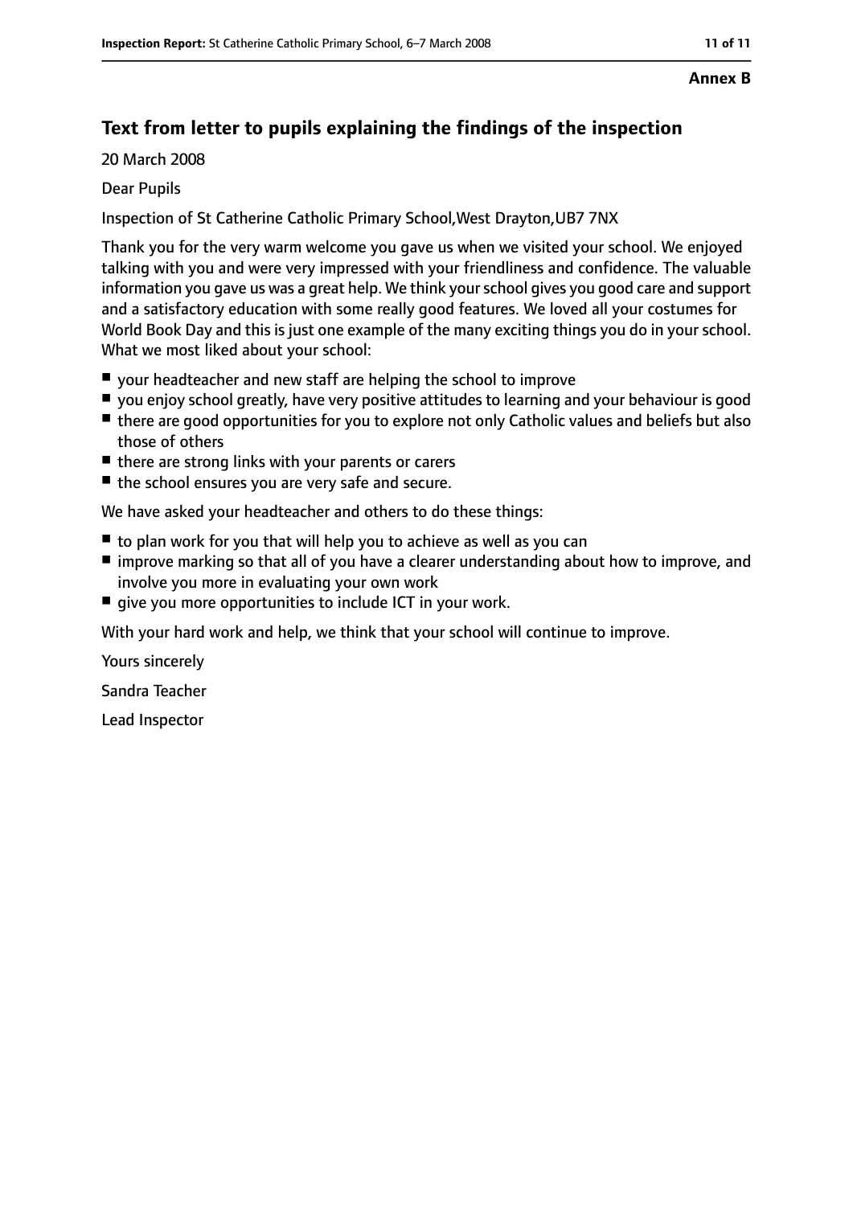**Annex B**

## Text from letter to pupils explaining the findings of the inspection

20 March 2008

Dear Pupils

Inspection of St Catherine Catholic Primary School,West Drayton,UB7 7NX

Thank you for the very warm welcome you gave us when we visited your school. We enjoyed talking with you and were very impressed with your friendliness and confidence. The valuable information you gave us was a great help. We think your school gives you good care and support and a satisfactory education with some really good features. We loved all your costumes for World Book Day and this is just one example of the many exciting things you do in your school. What we most liked about your school:

- your headteacher and new staff are helping the school to improve
- you enjoy school greatly, have very positive attitudes to learning and your behaviour is good
- there are good opportunities for you to explore not only Catholic values and beliefs but also those of others
- there are strong links with your parents or carers
- the school ensures you are very safe and secure.

We have asked your headteacher and others to do these things:

- to plan work for you that will help you to achieve as well as you can
- improve marking so that all of you have a clearer understanding about how to improve, and involve you more in evaluating your own work
- give you more opportunities to include ICT in your work.

With your hard work and help, we think that your school will continue to improve.

Yours sincerely

Sandra Teacher

Lead Inspector